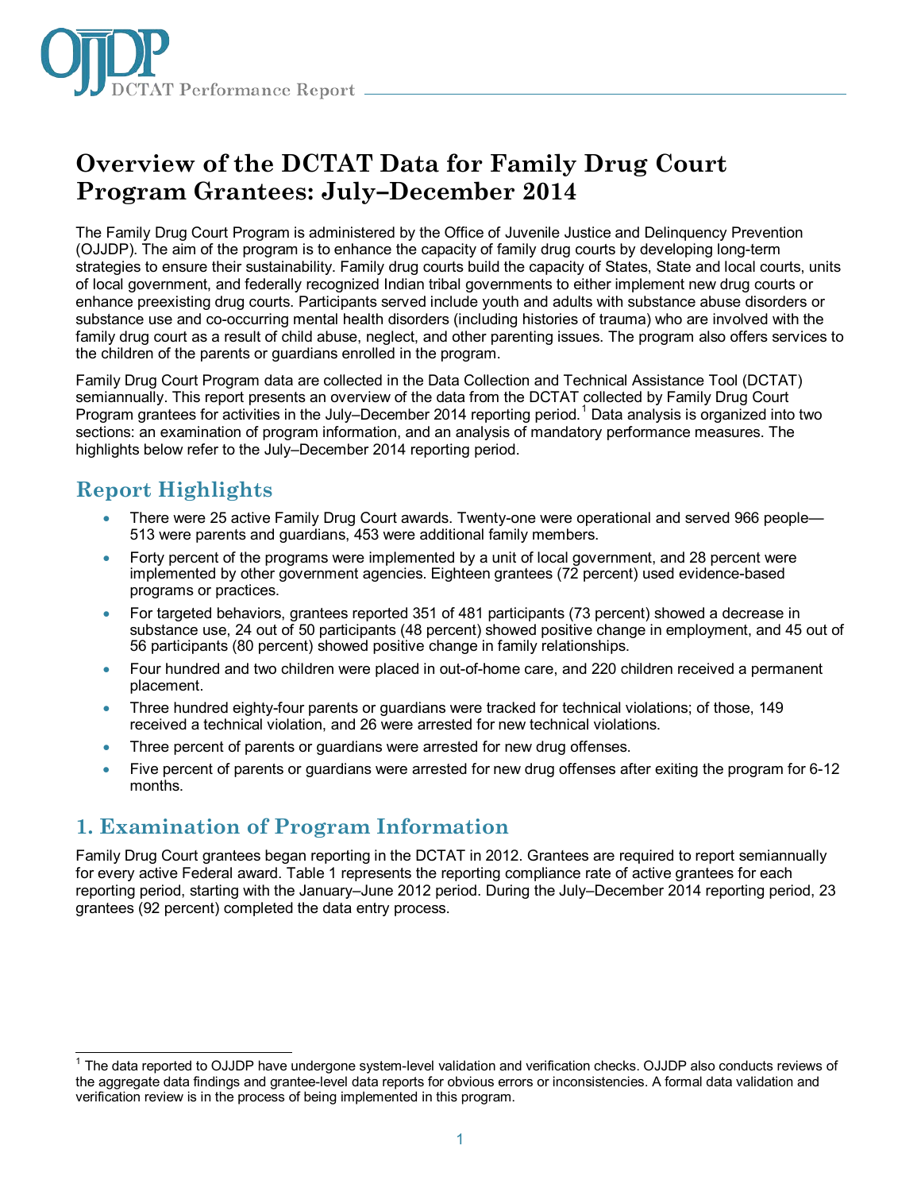# Overview of the DCTAT Data for Family Drug Court Program Grantees: July–December 2014

The Family Drug Court Program is administered by the Office of Juvenile Justice and Delinquency Prevention (OJJDP). The aim of the program is to enhance the capacity of family drug courts by developing long-term strategies to ensure their sustainability. Family drug courts build the capacity of States, State and local courts, units of local government, and federally recognized Indian tribal governments to either implement new drug courts or enhance preexisting drug courts. Participants served include youth and adults with substance abuse disorders or substance use and co-occurring mental health disorders (including histories of trauma) who are involved with the family drug court as a result of child abuse, neglect, and other parenting issues. The program also offers services to the children of the parents or guardians enrolled in the program.

Family Drug Court Program data are collected in the Data Collection and Technical Assistance Tool (DCTAT) semiannually. This report presents an overview of the data from the DCTAT collected by Family Drug Court Program grantees for activities in the July–December 2014 reporting period.[1] Data analysis is organized into two sections: an examination of program information, and an analysis of mandatory performance measures. The highlights below refer to the July–December 2014 reporting period.

## Report Highlights

- There were 25 active Family Drug Court awards. Twenty-one were operational and served 966 people—513 were parents and guardians, 453 were additional family members.
- Forty percent of the programs were implemented by a unit of local government, and 28 percent were implemented by other government agencies. Eighteen grantees (72 percent) used evidence-based programs or practices.
- For targeted behaviors, grantees reported 351 of 481 participants (73 percent) showed a decrease in substance use, 24 out of 50 participants (48 percent) showed positive change in employment, and 45 out of 56 participants (80 percent) showed positive change in family relationships.
- Four hundred and two children were placed in out-of-home care, and 220 children received a permanent placement.
- Three hundred eighty-four parents or guardians were tracked for technical violations; of those, 149 received a technical violation, and 26 were arrested for new technical violations.
- Three percent of parents or guardians were arrested for new drug offenses.
- Five percent of parents or guardians were arrested for new drug offenses after exiting the program for 6-12 months.

## 1. Examination of Program Information

Family Drug Court grantees began reporting in the DCTAT in 2012. Grantees are required to report semiannually for every active Federal award. Table 1 represents the reporting compliance rate of active grantees for each reporting period, starting with the January–June 2012 period. During the July–December 2014 reporting period, 23 grantees (92 percent) completed the data entry process.

[1] The data reported to OJJDP have undergone system-level validation and verification checks. OJJDP also conducts reviews of the aggregate data findings and grantee-level data reports for obvious errors or inconsistencies. A formal data validation and verification review is in the process of being implemented in this program.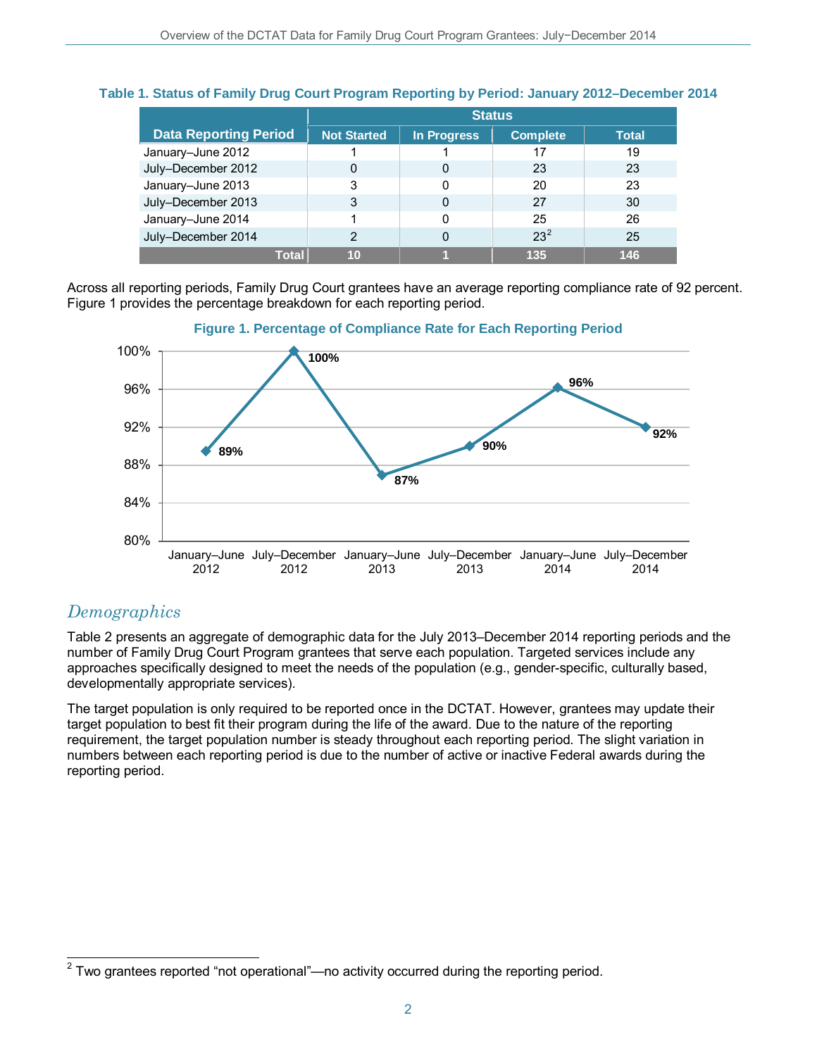**Table 1. Status of Family Drug Court Program Reporting by Period: January 2012–December 2014**

| Data Reporting Period | Status | | | |
|---|---|---|---|---|
| | Not Started | In Progress | Complete | Total |
| January–June 2012 | 1 | 1 | 17 | 19 |
| July–December 2012 | 0 | 0 | 23 | 23 |
| January–June 2013 | 3 | 0 | 20 | 23 |
| July–December 2013 | 3 | 0 | 27 | 30 |
| January–June 2014 | 1 | 0 | 25 | 26 |
| July–December 2014 | 2 | 0 | 23[2] | 25 |
| **Total** | **10** | **1** | **135** | **146** |

Across all reporting periods, Family Drug Court grantees have an average reporting compliance rate of 92 percent. Figure 1 provides the percentage breakdown for each reporting period.

**Figure 1. Percentage of Compliance Rate for Each Reporting Period**

| Reporting Period | Compliance Rate |
|---|---|
| January–June 2012 | 89% |
| July–December 2012 | 100% |
| January–June 2013 | 87% |
| July–December 2013 | 90% |
| January–June 2014 | 96% |
| July–December 2014 | 92% |

## *Demographics*

Table 2 presents an aggregate of demographic data for the July 2013–December 2014 reporting periods and the number of Family Drug Court Program grantees that serve each population. Targeted services include any approaches specifically designed to meet the needs of the population (e.g., gender-specific, culturally based, developmentally appropriate services).

The target population is only required to be reported once in the DCTAT. However, grantees may update their target population to best fit their program during the life of the award. Due to the nature of the reporting requirement, the target population number is steady throughout each reporting period. The slight variation in numbers between each reporting period is due to the number of active or inactive Federal awards during the reporting period.

[2] Two grantees reported "not operational"—no activity occurred during the reporting period.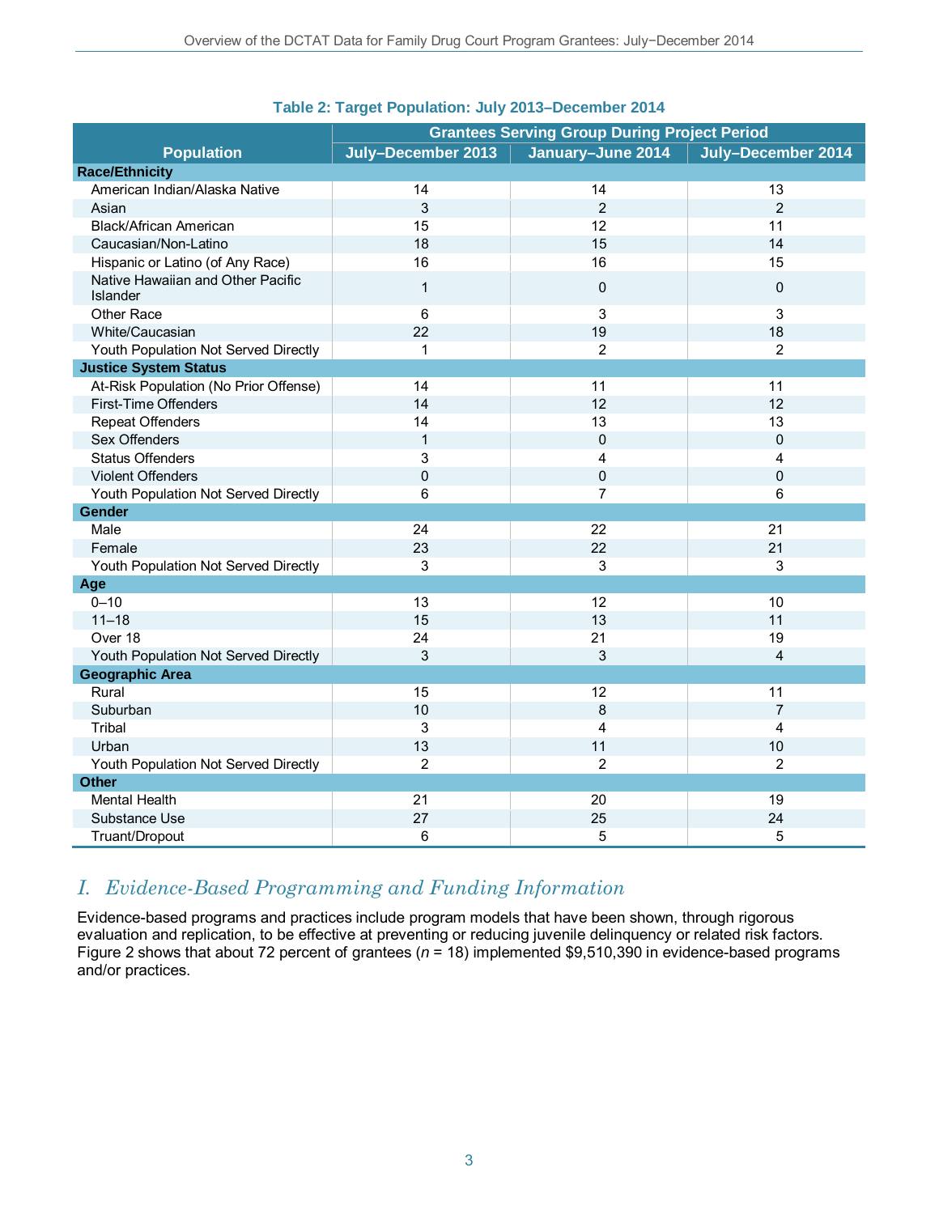**Table 2: Target Population: July 2013–December 2014**

| Population | Grantees Serving Group During Project Period | | |
|---|---|---|---|
| | July–December 2013 | January–June 2014 | July–December 2014 |
| **Race/Ethnicity** | | | |
| American Indian/Alaska Native | 14 | 14 | 13 |
| Asian | 3 | 2 | 2 |
| Black/African American | 15 | 12 | 11 |
| Caucasian/Non-Latino | 18 | 15 | 14 |
| Hispanic or Latino (of Any Race) | 16 | 16 | 15 |
| Native Hawaiian and Other Pacific Islander | 1 | 0 | 0 |
| Other Race | 6 | 3 | 3 |
| White/Caucasian | 22 | 19 | 18 |
| Youth Population Not Served Directly | 1 | 2 | 2 |
| **Justice System Status** | | | |
| At-Risk Population (No Prior Offense) | 14 | 11 | 11 |
| First-Time Offenders | 14 | 12 | 12 |
| Repeat Offenders | 14 | 13 | 13 |
| Sex Offenders | 1 | 0 | 0 |
| Status Offenders | 3 | 4 | 4 |
| Violent Offenders | 0 | 0 | 0 |
| Youth Population Not Served Directly | 6 | 7 | 6 |
| **Gender** | | | |
| Male | 24 | 22 | 21 |
| Female | 23 | 22 | 21 |
| Youth Population Not Served Directly | 3 | 3 | 3 |
| **Age** | | | |
| 0–10 | 13 | 12 | 10 |
| 11–18 | 15 | 13 | 11 |
| Over 18 | 24 | 21 | 19 |
| Youth Population Not Served Directly | 3 | 3 | 4 |
| **Geographic Area** | | | |
| Rural | 15 | 12 | 11 |
| Suburban | 10 | 8 | 7 |
| Tribal | 3 | 4 | 4 |
| Urban | 13 | 11 | 10 |
| Youth Population Not Served Directly | 2 | 2 | 2 |
| **Other** | | | |
| Mental Health | 21 | 20 | 19 |
| Substance Use | 27 | 25 | 24 |
| Truant/Dropout | 6 | 5 | 5 |

## I. *Evidence-Based Programming and Funding Information*

Evidence-based programs and practices include program models that have been shown, through rigorous evaluation and replication, to be effective at preventing or reducing juvenile delinquency or related risk factors. Figure 2 shows that about 72 percent of grantees (*n* = 18) implemented $9,510,390 in evidence-based programs and/or practices.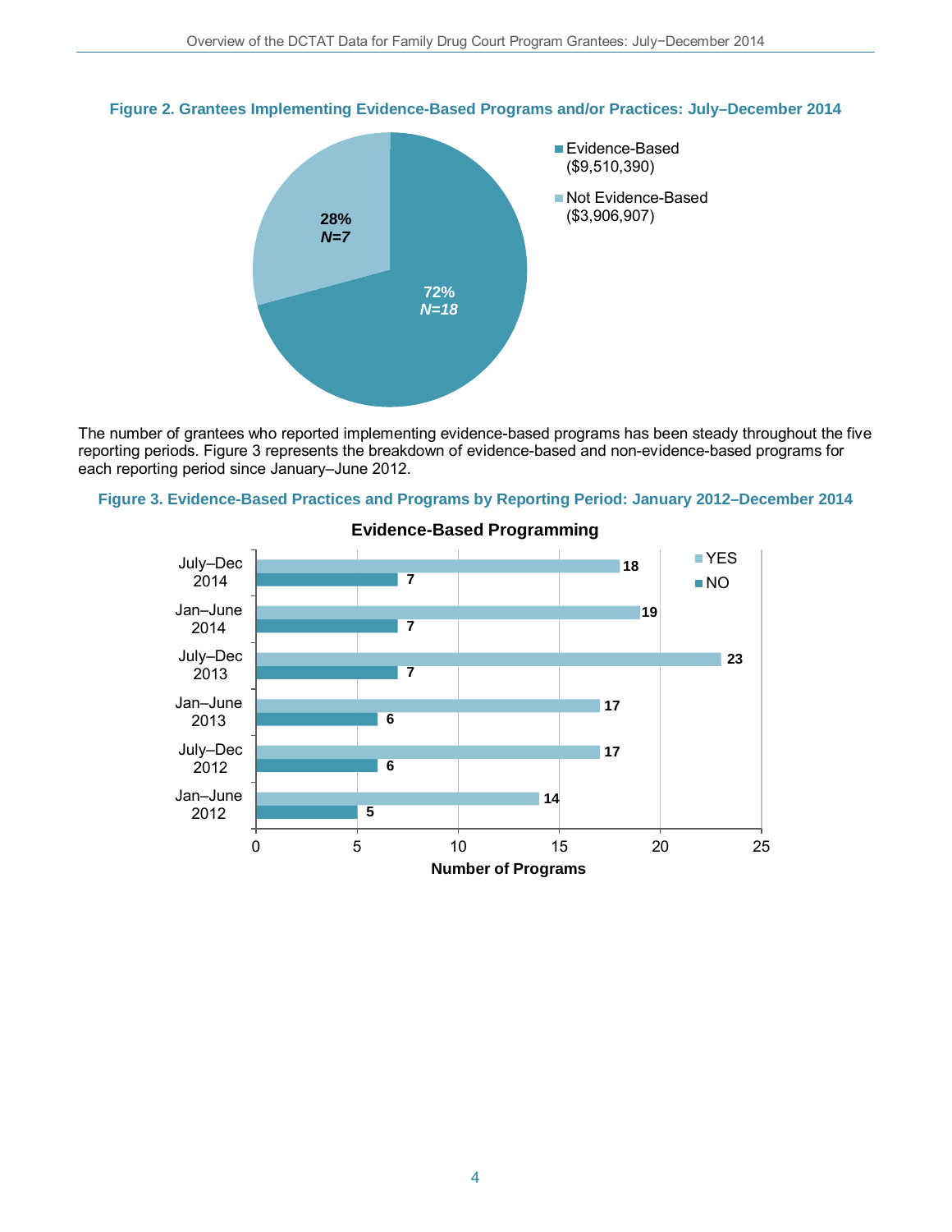**Figure 2. Grantees Implementing Evidence-Based Programs and/or Practices: July–December 2014**

| Category | Percent | N | Amount |
|---|---|---|---|
| Evidence-Based | 72% | 18 | ($9,510,390) |
| Not Evidence-Based | 28% | 7 | ($3,906,907) |

The number of grantees who reported implementing evidence-based programs has been steady throughout the five reporting periods. Figure 3 represents the breakdown of evidence-based and non-evidence-based programs for each reporting period since January–June 2012.

**Figure 3. Evidence-Based Practices and Programs by Reporting Period: January 2012–December 2014**

**Evidence-Based Programming**

| Reporting Period | YES | NO |
|---|---|---|
| July–Dec 2014 | 18 | 7 |
| Jan–June 2014 | 19 | 7 |
| July–Dec 2013 | 23 | 7 |
| Jan–June 2013 | 17 | 6 |
| July–Dec 2012 | 17 | 6 |
| Jan–June 2012 | 14 | 5 |

Number of Programs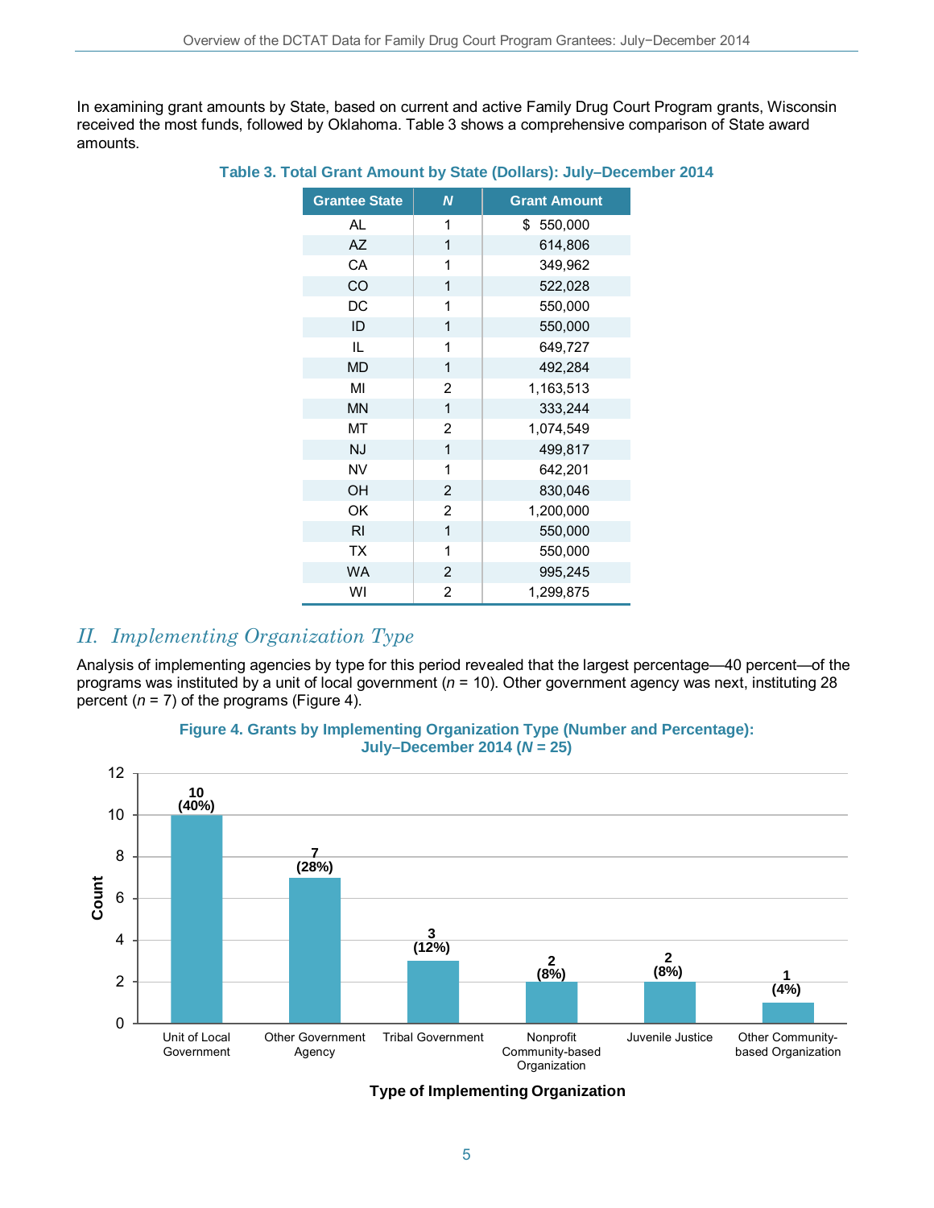In examining grant amounts by State, based on current and active Family Drug Court Program grants, Wisconsin received the most funds, followed by Oklahoma. Table 3 shows a comprehensive comparison of State award amounts.

**Table 3. Total Grant Amount by State (Dollars): July–December 2014**

| Grantee State | *N* | Grant Amount |
|---|---|---|
| AL | 1 | $ 550,000 |
| AZ | 1 | 614,806 |
| CA | 1 | 349,962 |
| CO | 1 | 522,028 |
| DC | 1 | 550,000 |
| ID | 1 | 550,000 |
| IL | 1 | 649,727 |
| MD | 1 | 492,284 |
| MI | 2 | 1,163,513 |
| MN | 1 | 333,244 |
| MT | 2 | 1,074,549 |
| NJ | 1 | 499,817 |
| NV | 1 | 642,201 |
| OH | 2 | 830,046 |
| OK | 2 | 1,200,000 |
| RI | 1 | 550,000 |
| TX | 1 | 550,000 |
| WA | 2 | 995,245 |
| WI | 2 | 1,299,875 |

## II. Implementing Organization Type

Analysis of implementing agencies by type for this period revealed that the largest percentage—40 percent—of the programs was instituted by a unit of local government (*n* = 10). Other government agency was next, instituting 28 percent (*n* = 7) of the programs (Figure 4).

**Figure 4. Grants by Implementing Organization Type (Number and Percentage): July–December 2014 (*N* = 25)**

| Type of Implementing Organization | Count |
|---|---|
| Unit of Local Government | 10 (40%) |
| Other Government Agency | 7 (28%) |
| Tribal Government | 3 (12%) |
| Nonprofit Community-based Organization | 2 (8%) |
| Juvenile Justice | 2 (8%) |
| Other Community-based Organization | 1 (4%) |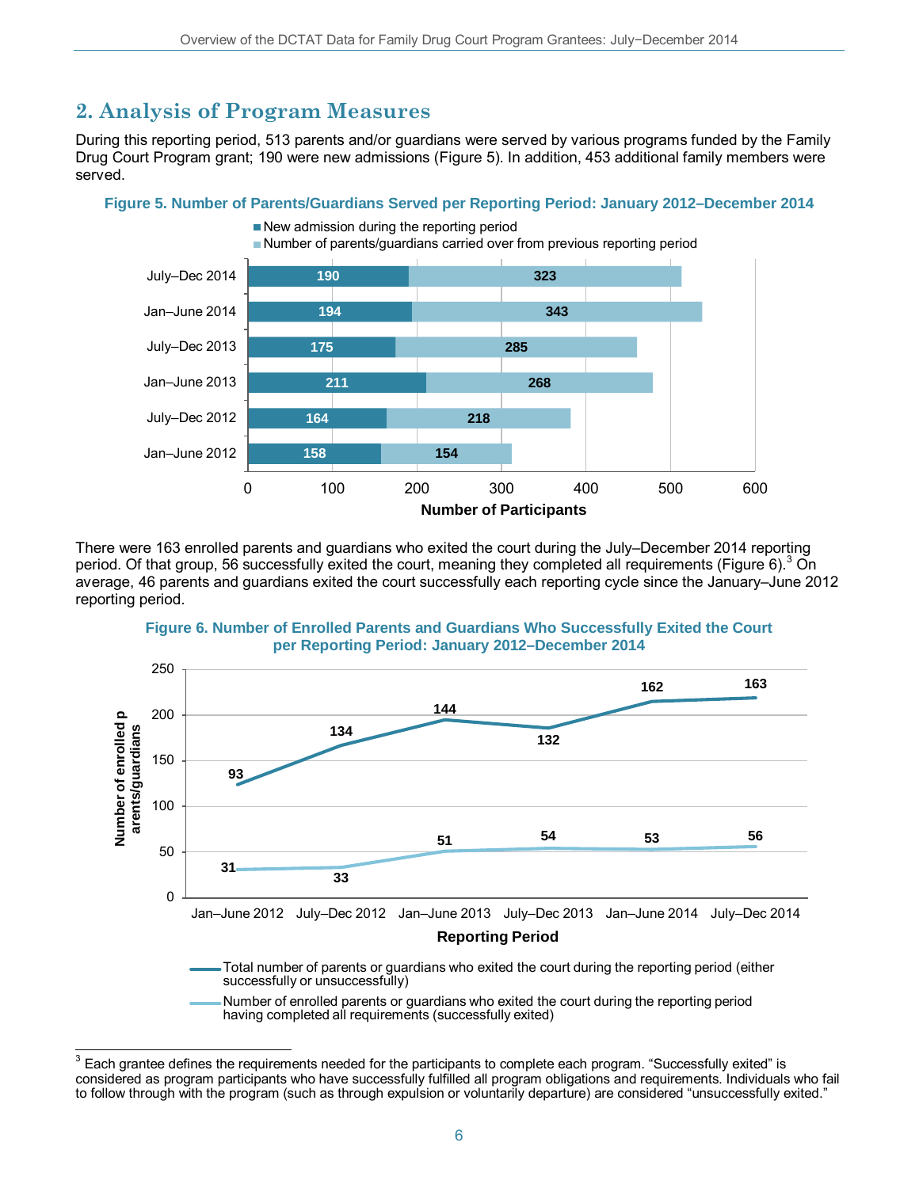## 2. Analysis of Program Measures

During this reporting period, 513 parents and/or guardians were served by various programs funded by the Family Drug Court Program grant; 190 were new admissions (Figure 5). In addition, 453 additional family members were served.

**Figure 5. Number of Parents/Guardians Served per Reporting Period: January 2012–December 2014**

| Reporting Period | New admission during the reporting period | Number of parents/guardians carried over from previous reporting period |
|---|---|---|
| July–Dec 2014 | 190 | 323 |
| Jan–June 2014 | 194 | 343 |
| July–Dec 2013 | 175 | 285 |
| Jan–June 2013 | 211 | 268 |
| July–Dec 2012 | 164 | 218 |
| Jan–June 2012 | 158 | 154 |

There were 163 enrolled parents and guardians who exited the court during the July–December 2014 reporting period. Of that group, 56 successfully exited the court, meaning they completed all requirements (Figure 6).[3] On average, 46 parents and guardians exited the court successfully each reporting cycle since the January–June 2012 reporting period.

**Figure 6. Number of Enrolled Parents and Guardians Who Successfully Exited the Court per Reporting Period: January 2012–December 2014**

| Reporting Period | Total number of parents or guardians who exited the court during the reporting period (either successfully or unsuccessfully) | Number of enrolled parents or guardians who exited the court during the reporting period having completed all requirements (successfully exited) |
|---|---|---|
| Jan–June 2012 | 93 | 31 |
| July–Dec 2012 | 134 | 33 |
| Jan–June 2013 | 144 | 51 |
| July–Dec 2013 | 132 | 54 |
| Jan–June 2014 | 162 | 53 |
| July–Dec 2014 | 163 | 56 |

[3] Each grantee defines the requirements needed for the participants to complete each program. "Successfully exited" is considered as program participants who have successfully fulfilled all program obligations and requirements. Individuals who fail to follow through with the program (such as through expulsion or voluntarily departure) are considered "unsuccessfully exited."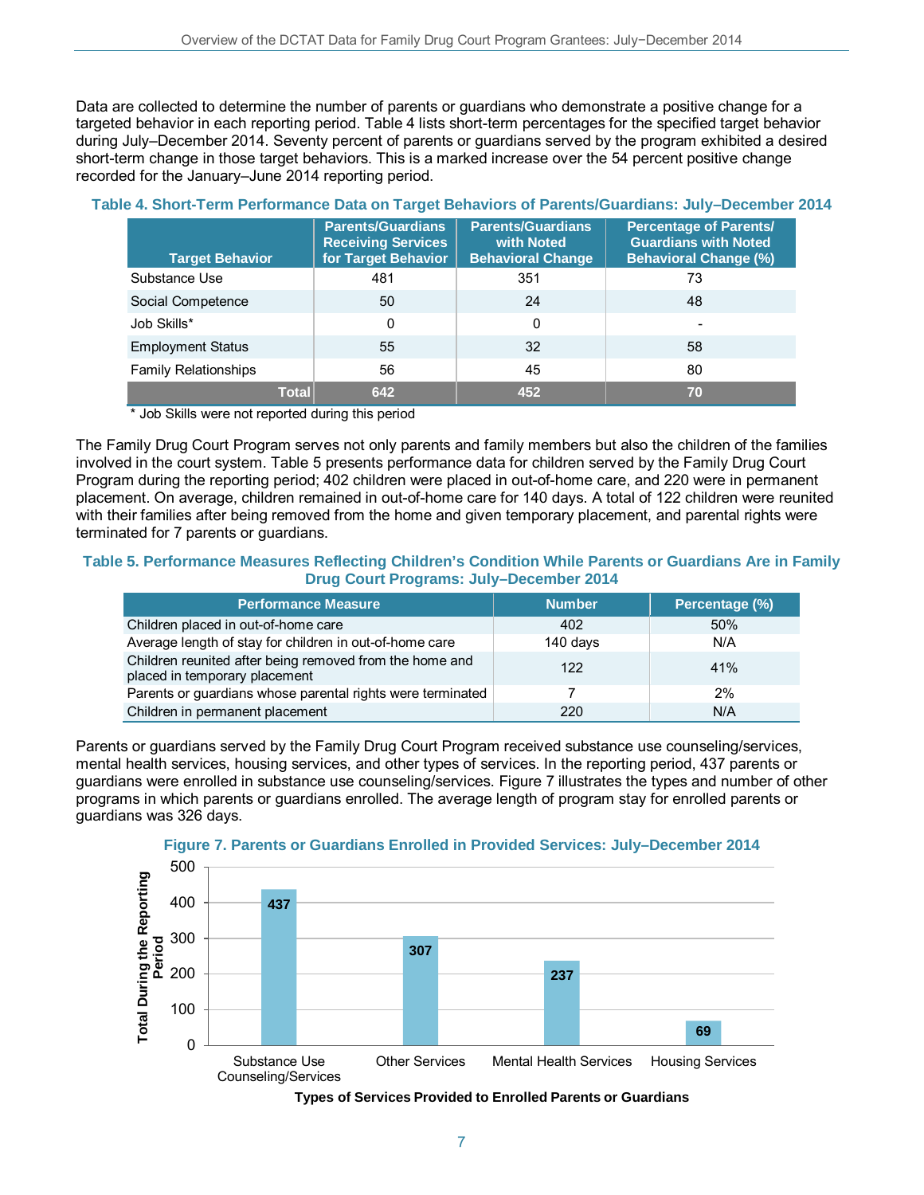Data are collected to determine the number of parents or guardians who demonstrate a positive change for a targeted behavior in each reporting period. Table 4 lists short-term percentages for the specified target behavior during July–December 2014. Seventy percent of parents or guardians served by the program exhibited a desired short-term change in those target behaviors. This is a marked increase over the 54 percent positive change recorded for the January–June 2014 reporting period.

**Table 4. Short-Term Performance Data on Target Behaviors of Parents/Guardians: July–December 2014**

| Target Behavior | Parents/Guardians Receiving Services for Target Behavior | Parents/Guardians with Noted Behavioral Change | Percentage of Parents/ Guardians with Noted Behavioral Change (%) |
|---|---|---|---|
| Substance Use | 481 | 351 | 73 |
| Social Competence | 50 | 24 | 48 |
| Job Skills* | 0 | 0 | - |
| Employment Status | 55 | 32 | 58 |
| Family Relationships | 56 | 45 | 80 |
| **Total** | **642** | **452** | **70** |

\* Job Skills were not reported during this period

The Family Drug Court Program serves not only parents and family members but also the children of the families involved in the court system. Table 5 presents performance data for children served by the Family Drug Court Program during the reporting period; 402 children were placed in out-of-home care, and 220 were in permanent placement. On average, children remained in out-of-home care for 140 days. A total of 122 children were reunited with their families after being removed from the home and given temporary placement, and parental rights were terminated for 7 parents or guardians.

**Table 5. Performance Measures Reflecting Children's Condition While Parents or Guardians Are in Family Drug Court Programs: July–December 2014**

| Performance Measure | Number | Percentage (%) |
|---|---|---|
| Children placed in out-of-home care | 402 | 50% |
| Average length of stay for children in out-of-home care | 140 days | N/A |
| Children reunited after being removed from the home and placed in temporary placement | 122 | 41% |
| Parents or guardians whose parental rights were terminated | 7 | 2% |
| Children in permanent placement | 220 | N/A |

Parents or guardians served by the Family Drug Court Program received substance use counseling/services, mental health services, housing services, and other types of services. In the reporting period, 437 parents or guardians were enrolled in substance use counseling/services. Figure 7 illustrates the types and number of other programs in which parents or guardians enrolled. The average length of program stay for enrolled parents or guardians was 326 days.

**Figure 7. Parents or Guardians Enrolled in Provided Services: July–December 2014**

| Types of Services Provided to Enrolled Parents or Guardians | Total During the Reporting Period |
|---|---|
| Substance Use Counseling/Services | 437 |
| Other Services | 307 |
| Mental Health Services | 237 |
| Housing Services | 69 |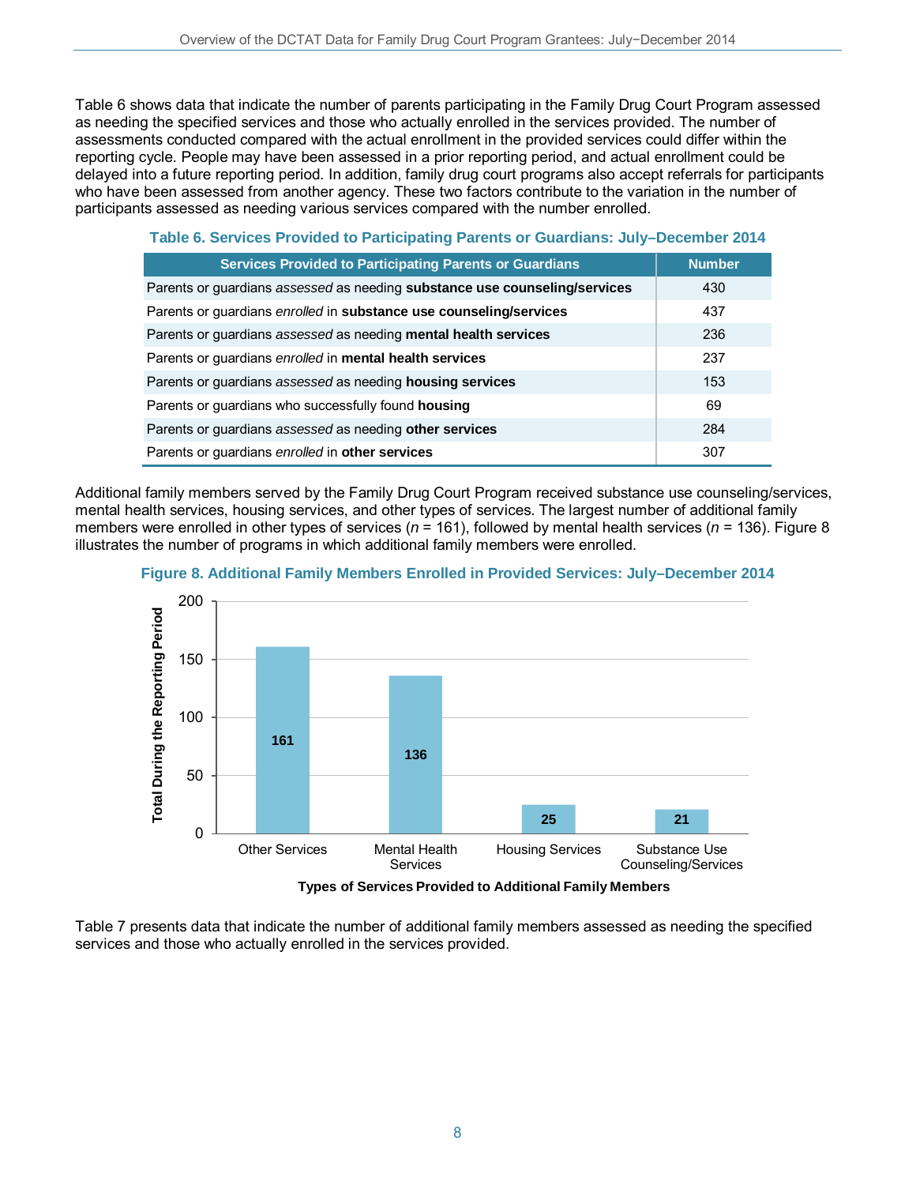Table 6 shows data that indicate the number of parents participating in the Family Drug Court Program assessed as needing the specified services and those who actually enrolled in the services provided. The number of assessments conducted compared with the actual enrollment in the provided services could differ within the reporting cycle. People may have been assessed in a prior reporting period, and actual enrollment could be delayed into a future reporting period. In addition, family drug court programs also accept referrals for participants who have been assessed from another agency. These two factors contribute to the variation in the number of participants assessed as needing various services compared with the number enrolled.

**Table 6. Services Provided to Participating Parents or Guardians: July–December 2014**

| Services Provided to Participating Parents or Guardians | Number |
|---|---|
| Parents or guardians *assessed* as needing **substance use counseling/services** | 430 |
| Parents or guardians *enrolled* in **substance use counseling/services** | 437 |
| Parents or guardians *assessed* as needing **mental health services** | 236 |
| Parents or guardians *enrolled* in **mental health services** | 237 |
| Parents or guardians *assessed* as needing **housing services** | 153 |
| Parents or guardians who successfully found **housing** | 69 |
| Parents or guardians *assessed* as needing **other services** | 284 |
| Parents or guardians *enrolled* in **other services** | 307 |

Additional family members served by the Family Drug Court Program received substance use counseling/services, mental health services, housing services, and other types of services. The largest number of additional family members were enrolled in other types of services ($n$ = 161), followed by mental health services ($n$ = 136). Figure 8 illustrates the number of programs in which additional family members were enrolled.

**Figure 8. Additional Family Members Enrolled in Provided Services: July–December 2014**

| Types of Services Provided to Additional Family Members | Total During the Reporting Period |
|---|---|
| Other Services | 161 |
| Mental Health Services | 136 |
| Housing Services | 25 |
| Substance Use Counseling/Services | 21 |

Table 7 presents data that indicate the number of additional family members assessed as needing the specified services and those who actually enrolled in the services provided.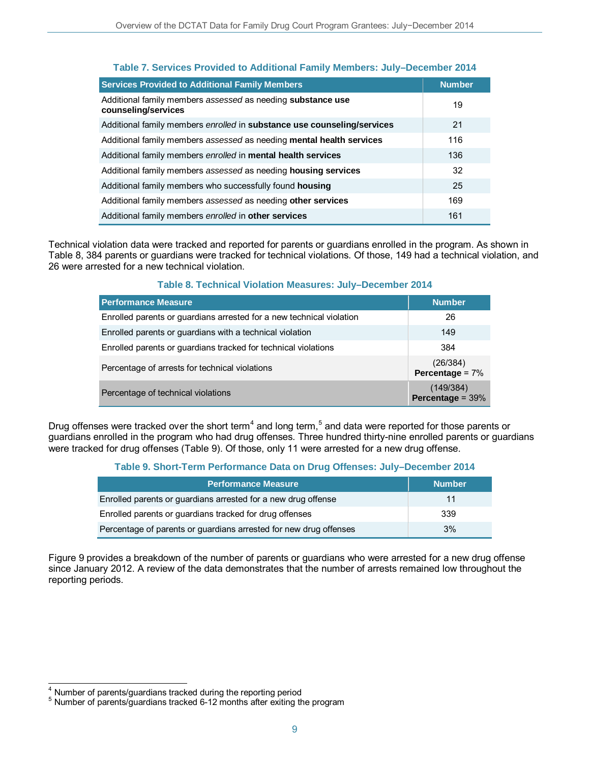**Table 7. Services Provided to Additional Family Members: July–December 2014**

| Services Provided to Additional Family Members | Number |
|---|---|
| Additional family members *assessed* as needing **substance use counseling/services** | 19 |
| Additional family members *enrolled* in **substance use counseling/services** | 21 |
| Additional family members *assessed* as needing **mental health services** | 116 |
| Additional family members *enrolled* in **mental health services** | 136 |
| Additional family members *assessed* as needing **housing services** | 32 |
| Additional family members who successfully found **housing** | 25 |
| Additional family members *assessed* as needing **other services** | 169 |
| Additional family members *enrolled* in **other services** | 161 |

Technical violation data were tracked and reported for parents or guardians enrolled in the program. As shown in Table 8, 384 parents or guardians were tracked for technical violations. Of those, 149 had a technical violation, and 26 were arrested for a new technical violation.

**Table 8. Technical Violation Measures: July–December 2014**

| Performance Measure | Number |
|---|---|
| Enrolled parents or guardians arrested for a new technical violation | 26 |
| Enrolled parents or guardians with a technical violation | 149 |
| Enrolled parents or guardians tracked for technical violations | 384 |
| Percentage of arrests for technical violations | (26/384) **Percentage** = 7% |
| Percentage of technical violations | (149/384) **Percentage** = 39% |

Drug offenses were tracked over the short term[4] and long term,[5] and data were reported for those parents or guardians enrolled in the program who had drug offenses. Three hundred thirty-nine enrolled parents or guardians were tracked for drug offenses (Table 9). Of those, only 11 were arrested for a new drug offense.

**Table 9. Short-Term Performance Data on Drug Offenses: July–December 2014**

| Performance Measure | Number |
|---|---|
| Enrolled parents or guardians arrested for a new drug offense | 11 |
| Enrolled parents or guardians tracked for drug offenses | 339 |
| Percentage of parents or guardians arrested for new drug offenses | 3% |

Figure 9 provides a breakdown of the number of parents or guardians who were arrested for a new drug offense since January 2012. A review of the data demonstrates that the number of arrests remained low throughout the reporting periods.

[4] Number of parents/guardians tracked during the reporting period

[5] Number of parents/guardians tracked 6-12 months after exiting the program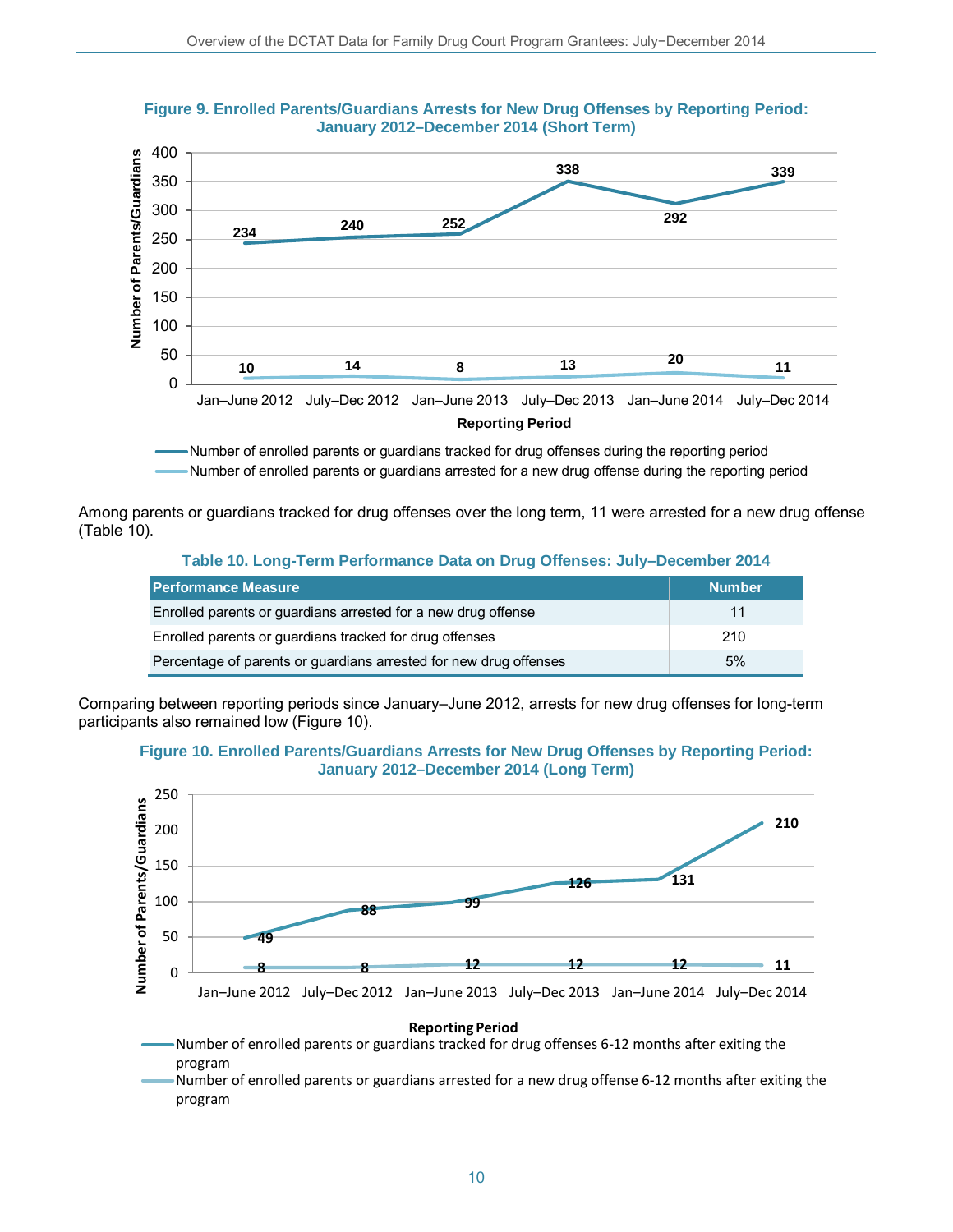**Figure 9. Enrolled Parents/Guardians Arrests for New Drug Offenses by Reporting Period: January 2012–December 2014 (Short Term)**

| Reporting Period | Number of enrolled parents or guardians tracked for drug offenses during the reporting period | Number of enrolled parents or guardians arrested for a new drug offense during the reporting period |
|---|---|---|
| Jan–June 2012 | 234 | 10 |
| July–Dec 2012 | 240 | 14 |
| Jan–June 2013 | 252 | 8 |
| July–Dec 2013 | 338 | 13 |
| Jan–June 2014 | 292 | 20 |
| July–Dec 2014 | 339 | 11 |

Among parents or guardians tracked for drug offenses over the long term, 11 were arrested for a new drug offense (Table 10).

**Table 10. Long-Term Performance Data on Drug Offenses: July–December 2014**

| Performance Measure | Number |
|---|---|
| Enrolled parents or guardians arrested for a new drug offense | 11 |
| Enrolled parents or guardians tracked for drug offenses | 210 |
| Percentage of parents or guardians arrested for new drug offenses | 5% |

Comparing between reporting periods since January–June 2012, arrests for new drug offenses for long-term participants also remained low (Figure 10).

**Figure 10. Enrolled Parents/Guardians Arrests for New Drug Offenses by Reporting Period: January 2012–December 2014 (Long Term)**

| Reporting Period | Number of enrolled parents or guardians tracked for drug offenses 6-12 months after exiting the program | Number of enrolled parents or guardians arrested for a new drug offense 6-12 months after exiting the program |
|---|---|---|
| Jan–June 2012 | 49 | 8 |
| July–Dec 2012 | 88 | 8 |
| Jan–June 2013 | 99 | 12 |
| July–Dec 2013 | 126 | 12 |
| Jan–June 2014 | 131 | 12 |
| July–Dec 2014 | 210 | 11 |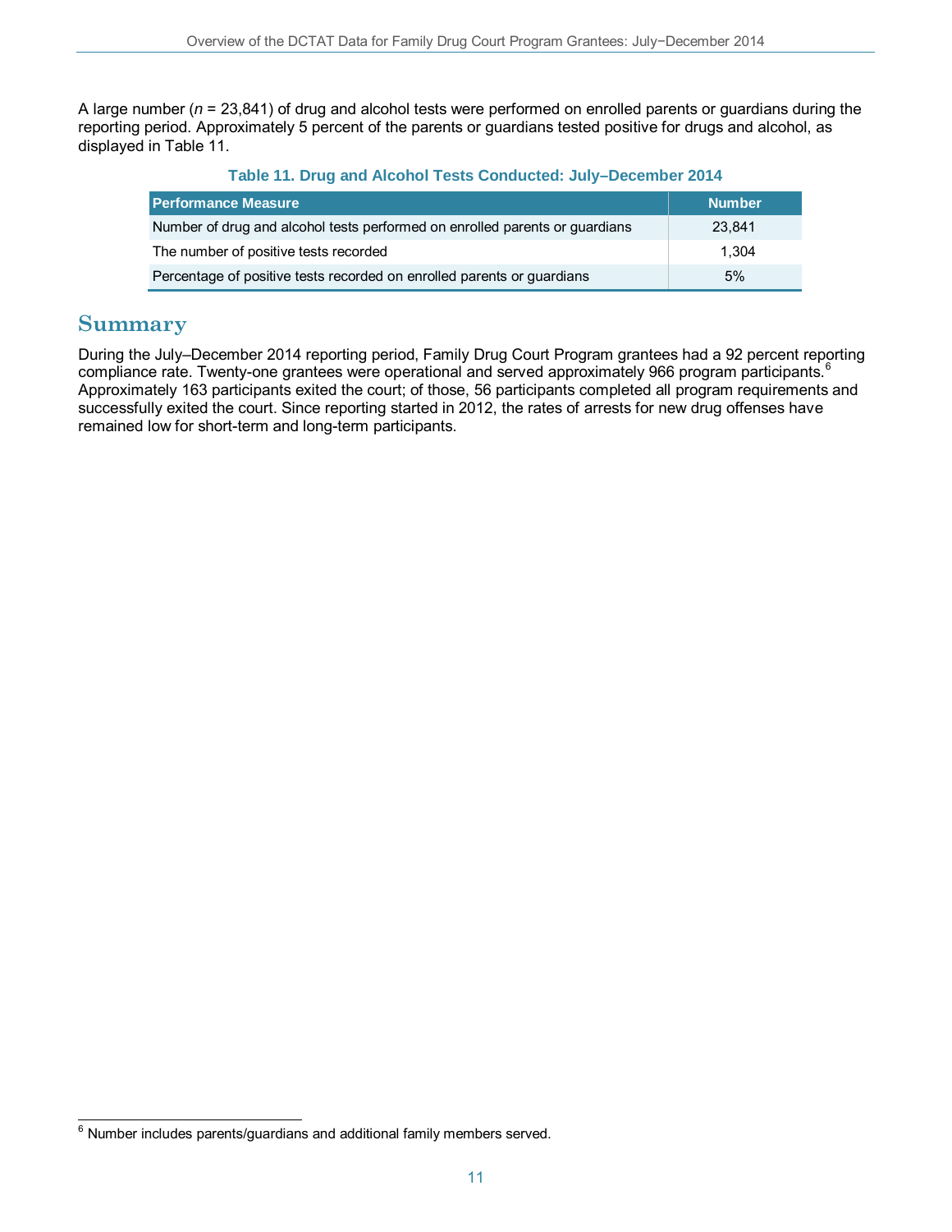A large number (*n* = 23,841) of drug and alcohol tests were performed on enrolled parents or guardians during the reporting period. Approximately 5 percent of the parents or guardians tested positive for drugs and alcohol, as displayed in Table 11.

**Table 11. Drug and Alcohol Tests Conducted: July–December 2014**

| Performance Measure | Number |
|---|---|
| Number of drug and alcohol tests performed on enrolled parents or guardians | 23,841 |
| The number of positive tests recorded | 1,304 |
| Percentage of positive tests recorded on enrolled parents or guardians | 5% |

## Summary

During the July–December 2014 reporting period, Family Drug Court Program grantees had a 92 percent reporting compliance rate. Twenty-one grantees were operational and served approximately 966 program participants.[6] Approximately 163 participants exited the court; of those, 56 participants completed all program requirements and successfully exited the court. Since reporting started in 2012, the rates of arrests for new drug offenses have remained low for short-term and long-term participants.

[6] Number includes parents/guardians and additional family members served.